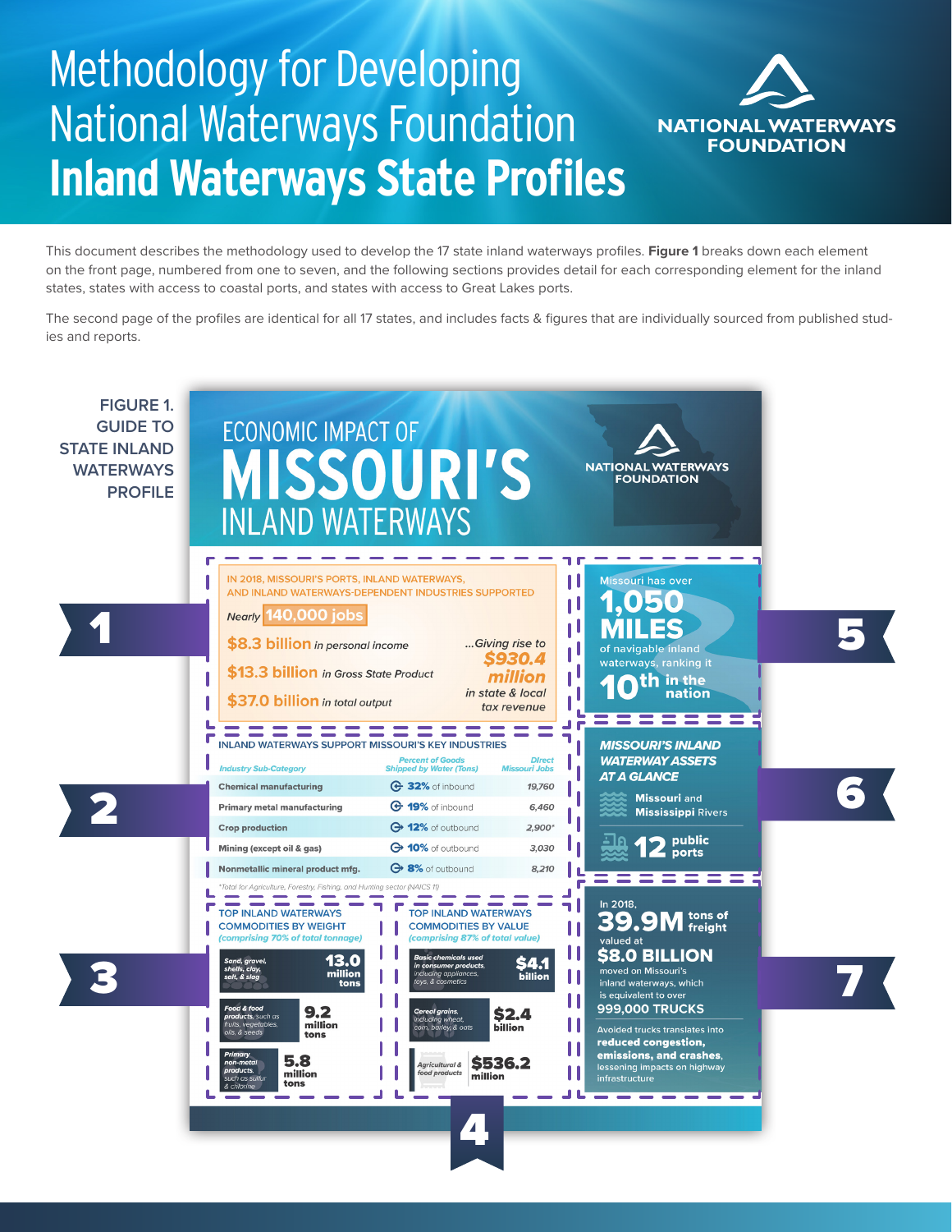# Methodology for Developing National Waterways Foundation **Inland Waterways State Profiles**

NATIONAL WATERWAYS FOUNDATION

This document describes the methodology used to develop the 17 state inland waterways profiles. **Figure 1** breaks down each element on the front page, numbered from one to seven, and the following sections provides detail for each corresponding element for the inland states, states with access to coastal ports, and states with access to Great Lakes ports.

The second page of the profiles are identical for all 17 states, and includes facts & figures that are individually sourced from published studies and reports.

**FIGURE 1. GUIDE TO STATE INLAND WATERWAYS PROFILE**

## ECONOMIC IMPACT OF MISSOURI'S INLAND WATERWAYS

NATIONAL WATERWAYS FOUNDATION

**1**

IN 2018, MISSOURI'S PORTS, INLAND WATERWAYS, AND INLAND WATERWAYS-DEPENDENT INDUSTRIES SUPPORTED

*Nearly* **140,000 jobs**

**$8.3 billion** *in personal income*

**$13.3 billion** *in Gross State Product*

**$37.0 billion** *in total output*

*...Giving rise to* ***$930.4 million*** *in state & local tax revenue*

**2**

INLAND WATERWAYS SUPPORT MISSOURI'S KEY INDUSTRIES

| Industry Sub-Category | Percent of Goods Shipped by Water (Tons) | Direct Missouri Jobs |
| --- | --- | --- |
| Chemical manufacturing | 32% of inbound | 19,760 |
| Primary metal manufacturing | 19% of inbound | 6,460 |
| Crop production | 12% of outbound | 2,900* |
| Mining (except oil & gas) | 10% of outbound | 3,030 |
| Nonmetallic mineral product mfg. | 8% of outbound | 8,210 |

*Total for Agriculture, Forestry, Fishing, and Hunting sector (NAICS 11)

**3**

TOP INLAND WATERWAYS COMMODITIES BY WEIGHT *(comprising 70% of total tonnage)*

- *Sand, gravel, shells, clay, salt, & slag* — **13.0 million tons**
- *Food & food products, such as fruits, vegetables, oils, & seeds* — **9.2 million tons**
- *Primary non-metal products, such as sulfur & chlorine* — **5.8 million tons**

**4**

TOP INLAND WATERWAYS COMMODITIES BY VALUE *(comprising 87% of total value)*

- *Basic chemicals used in consumer products, including appliances, toys, & cosmetics* — **$4.1 billion**
- *Cereal grains, including wheat, corn, barley, & oats* — **$2.4 billion**
- *Agricultural & food products* — **$536.2 million**

**5**

Missouri has over **1,050 MILES** of navigable inland waterways, ranking it **10th in the nation**

**6**

***MISSOURI'S INLAND WATERWAY ASSETS AT A GLANCE***

- **Missouri** and **Mississippi** Rivers
- **12 public ports**

**7**

In 2018, **39.9M tons of freight** valued at **$8.0 BILLION** moved on Missouri's inland waterways, which is equivalent to over **999,000 TRUCKS**

Avoided trucks translates into **reduced congestion, emissions, and crashes**, lessening impacts on highway infrastructure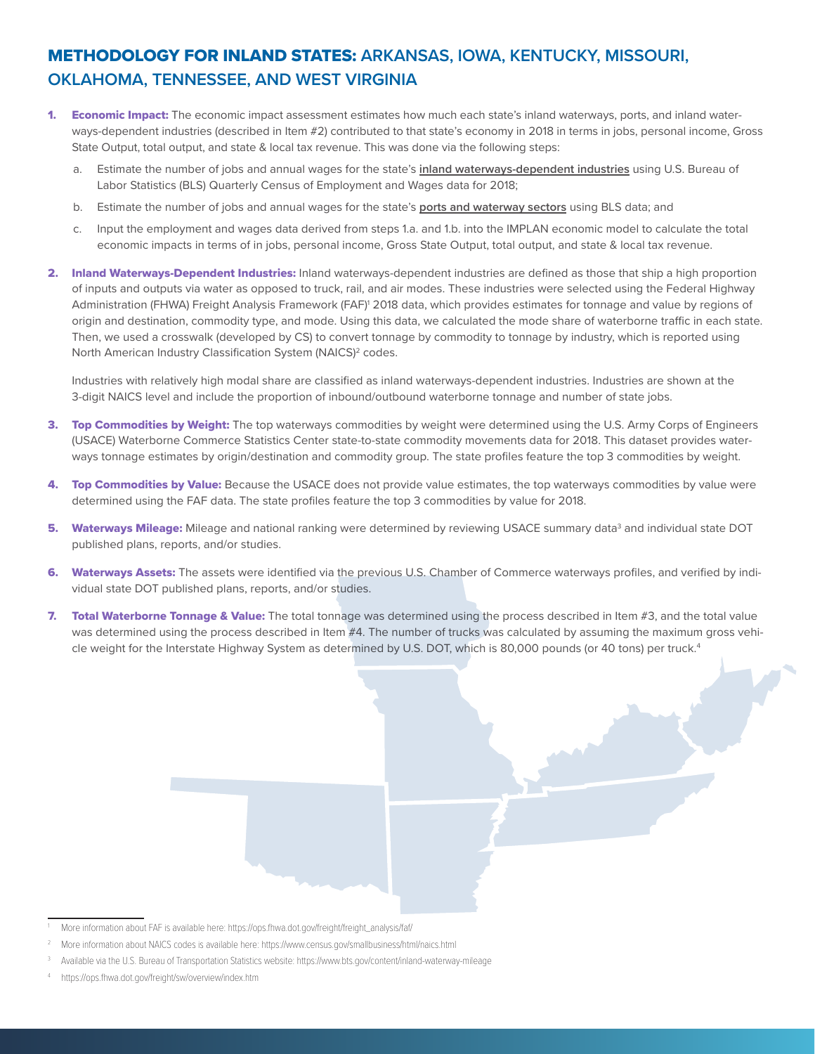# METHODOLOGY FOR INLAND STATES: ARKANSAS, IOWA, KENTUCKY, MISSOURI, OKLAHOMA, TENNESSEE, AND WEST VIRGINIA

1. **Economic Impact:** The economic impact assessment estimates how much each state's inland waterways, ports, and inland waterways-dependent industries (described in Item #2) contributed to that state's economy in 2018 in terms in jobs, personal income, Gross State Output, total output, and state & local tax revenue. This was done via the following steps:
   a. Estimate the number of jobs and annual wages for the state's **inland waterways-dependent industries** using U.S. Bureau of Labor Statistics (BLS) Quarterly Census of Employment and Wages data for 2018;
   b. Estimate the number of jobs and annual wages for the state's **ports and waterway sectors** using BLS data; and
   c. Input the employment and wages data derived from steps 1.a. and 1.b. into the IMPLAN economic model to calculate the total economic impacts in terms of in jobs, personal income, Gross State Output, total output, and state & local tax revenue.

2. **Inland Waterways-Dependent Industries:** Inland waterways-dependent industries are defined as those that ship a high proportion of inputs and outputs via water as opposed to truck, rail, and air modes. These industries were selected using the Federal Highway Administration (FHWA) Freight Analysis Framework (FAF)[1] 2018 data, which provides estimates for tonnage and value by regions of origin and destination, commodity type, and mode. Using this data, we calculated the mode share of waterborne traffic in each state. Then, we used a crosswalk (developed by CS) to convert tonnage by commodity to tonnage by industry, which is reported using North American Industry Classification System (NAICS)[2] codes.

   Industries with relatively high modal share are classified as inland waterways-dependent industries. Industries are shown at the 3-digit NAICS level and include the proportion of inbound/outbound waterborne tonnage and number of state jobs.

3. **Top Commodities by Weight:** The top waterways commodities by weight were determined using the U.S. Army Corps of Engineers (USACE) Waterborne Commerce Statistics Center state-to-state commodity movements data for 2018. This dataset provides waterways tonnage estimates by origin/destination and commodity group. The state profiles feature the top 3 commodities by weight.

4. **Top Commodities by Value:** Because the USACE does not provide value estimates, the top waterways commodities by value were determined using the FAF data. The state profiles feature the top 3 commodities by value for 2018.

5. **Waterways Mileage:** Mileage and national ranking were determined by reviewing USACE summary data[3] and individual state DOT published plans, reports, and/or studies.

6. **Waterways Assets:** The assets were identified via the previous U.S. Chamber of Commerce waterways profiles, and verified by individual state DOT published plans, reports, and/or studies.

7. **Total Waterborne Tonnage & Value:** The total tonnage was determined using the process described in Item #3, and the total value was determined using the process described in Item #4. The number of trucks was calculated by assuming the maximum gross vehicle weight for the Interstate Highway System as determined by U.S. DOT, which is 80,000 pounds (or 40 tons) per truck.[4]

---

[1] More information about FAF is available here: https://ops.fhwa.dot.gov/freight/freight_analysis/faf/

[2] More information about NAICS codes is available here: https://www.census.gov/smallbusiness/html/naics.html

[3] Available via the U.S. Bureau of Transportation Statistics website: https://www.bts.gov/content/inland-waterway-mileage

[4] https://ops.fhwa.dot.gov/freight/sw/overview/index.htm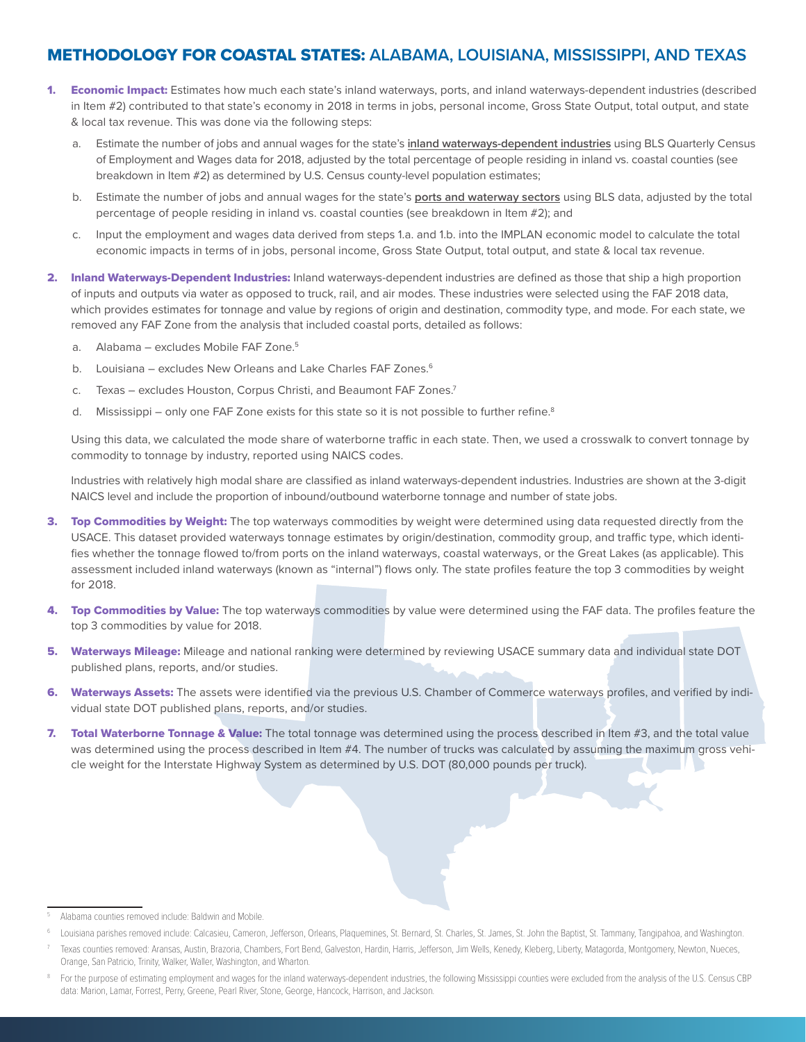# METHODOLOGY FOR COASTAL STATES: ALABAMA, LOUISIANA, MISSISSIPPI, AND TEXAS

1. **Economic Impact:** Estimates how much each state's inland waterways, ports, and inland waterways-dependent industries (described in Item #2) contributed to that state's economy in 2018 in terms in jobs, personal income, Gross State Output, total output, and state & local tax revenue. This was done via the following steps:

   a. Estimate the number of jobs and annual wages for the state's inland waterways-dependent industries using BLS Quarterly Census of Employment and Wages data for 2018, adjusted by the total percentage of people residing in inland vs. coastal counties (see breakdown in Item #2) as determined by U.S. Census county-level population estimates;

   b. Estimate the number of jobs and annual wages for the state's ports and waterway sectors using BLS data, adjusted by the total percentage of people residing in inland vs. coastal counties (see breakdown in Item #2); and

   c. Input the employment and wages data derived from steps 1.a. and 1.b. into the IMPLAN economic model to calculate the total economic impacts in terms of in jobs, personal income, Gross State Output, total output, and state & local tax revenue.

2. **Inland Waterways-Dependent Industries:** Inland waterways-dependent industries are defined as those that ship a high proportion of inputs and outputs via water as opposed to truck, rail, and air modes. These industries were selected using the FAF 2018 data, which provides estimates for tonnage and value by regions of origin and destination, commodity type, and mode. For each state, we removed any FAF Zone from the analysis that included coastal ports, detailed as follows:

   a. Alabama – excludes Mobile FAF Zone.[5]

   b. Louisiana – excludes New Orleans and Lake Charles FAF Zones.[6]

   c. Texas – excludes Houston, Corpus Christi, and Beaumont FAF Zones.[7]

   d. Mississippi – only one FAF Zone exists for this state so it is not possible to further refine.[8]

   Using this data, we calculated the mode share of waterborne traffic in each state. Then, we used a crosswalk to convert tonnage by commodity to tonnage by industry, reported using NAICS codes.

   Industries with relatively high modal share are classified as inland waterways-dependent industries. Industries are shown at the 3-digit NAICS level and include the proportion of inbound/outbound waterborne tonnage and number of state jobs.

3. **Top Commodities by Weight:** The top waterways commodities by weight were determined using data requested directly from the USACE. This dataset provided waterways tonnage estimates by origin/destination, commodity group, and traffic type, which identifies whether the tonnage flowed to/from ports on the inland waterways, coastal waterways, or the Great Lakes (as applicable). This assessment included inland waterways (known as "internal") flows only. The state profiles feature the top 3 commodities by weight for 2018.

4. **Top Commodities by Value:** The top waterways commodities by value were determined using the FAF data. The profiles feature the top 3 commodities by value for 2018.

5. **Waterways Mileage:** Mileage and national ranking were determined by reviewing USACE summary data and individual state DOT published plans, reports, and/or studies.

6. **Waterways Assets:** The assets were identified via the previous U.S. Chamber of Commerce waterways profiles, and verified by individual state DOT published plans, reports, and/or studies.

7. **Total Waterborne Tonnage & Value:** The total tonnage was determined using the process described in Item #3, and the total value was determined using the process described in Item #4. The number of trucks was calculated by assuming the maximum gross vehicle weight for the Interstate Highway System as determined by U.S. DOT (80,000 pounds per truck).

---

[5] Alabama counties removed include: Baldwin and Mobile.

[6] Louisiana parishes removed include: Calcasieu, Cameron, Jefferson, Orleans, Plaquemines, St. Bernard, St. Charles, St. James, St. John the Baptist, St. Tammany, Tangipahoa, and Washington.

[7] Texas counties removed: Aransas, Austin, Brazoria, Chambers, Fort Bend, Galveston, Hardin, Harris, Jefferson, Jim Wells, Kenedy, Kleberg, Liberty, Matagorda, Montgomery, Newton, Nueces, Orange, San Patricio, Trinity, Walker, Waller, Washington, and Wharton.

[8] For the purpose of estimating employment and wages for the inland waterways-dependent industries, the following Mississippi counties were excluded from the analysis of the U.S. Census CBP data: Marion, Lamar, Forrest, Perry, Greene, Pearl River, Stone, George, Hancock, Harrison, and Jackson.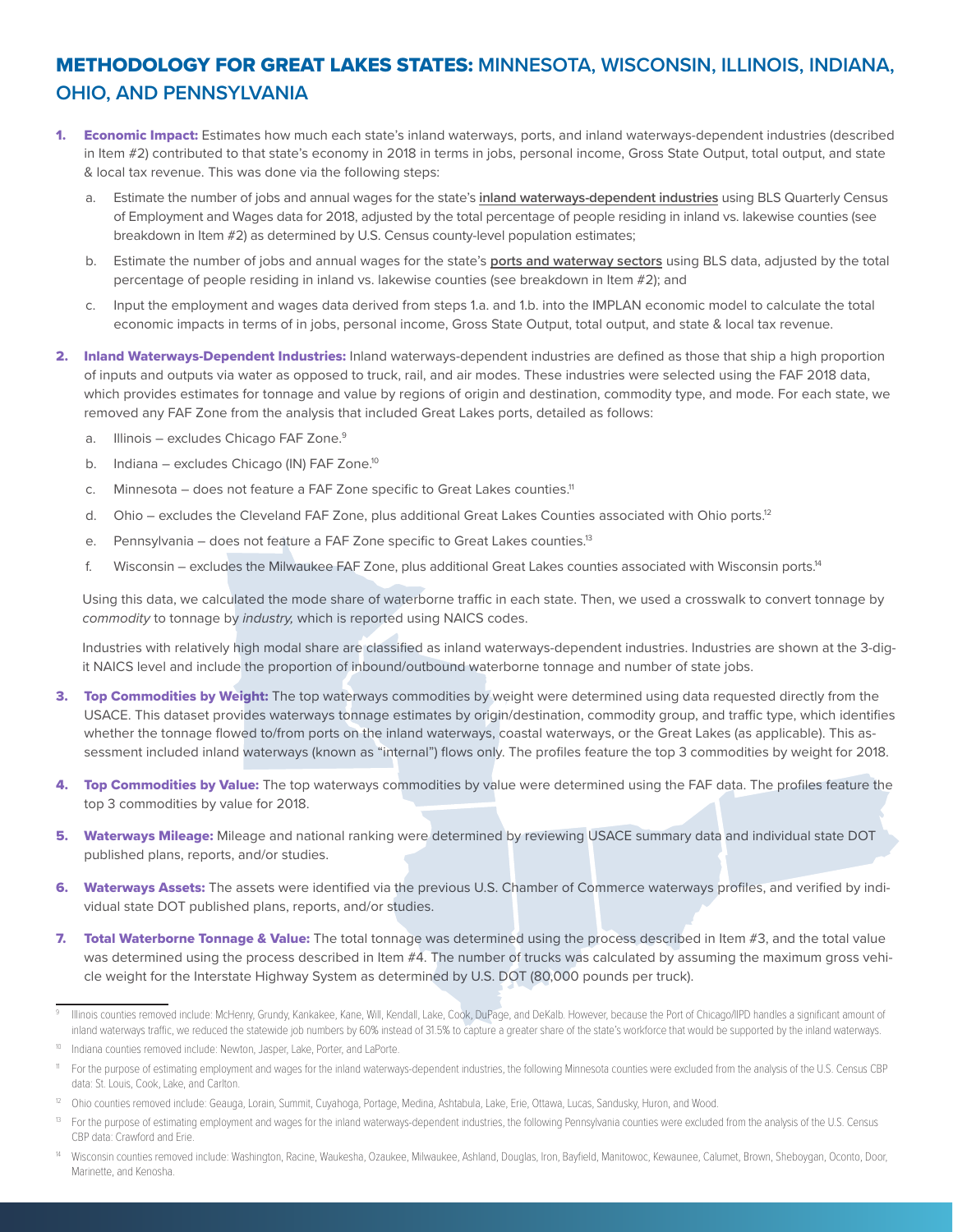## METHODOLOGY FOR GREAT LAKES STATES: MINNESOTA, WISCONSIN, ILLINOIS, INDIANA, OHIO, AND PENNSYLVANIA

1. **Economic Impact:** Estimates how much each state's inland waterways, ports, and inland waterways-dependent industries (described in Item #2) contributed to that state's economy in 2018 in terms in jobs, personal income, Gross State Output, total output, and state & local tax revenue. This was done via the following steps:
   a. Estimate the number of jobs and annual wages for the state's **inland waterways-dependent industries** using BLS Quarterly Census of Employment and Wages data for 2018, adjusted by the total percentage of people residing in inland vs. lakewise counties (see breakdown in Item #2) as determined by U.S. Census county-level population estimates;
   b. Estimate the number of jobs and annual wages for the state's **ports and waterway sectors** using BLS data, adjusted by the total percentage of people residing in inland vs. lakewise counties (see breakdown in Item #2); and
   c. Input the employment and wages data derived from steps 1.a. and 1.b. into the IMPLAN economic model to calculate the total economic impacts in terms of in jobs, personal income, Gross State Output, total output, and state & local tax revenue.
2. **Inland Waterways-Dependent Industries:** Inland waterways-dependent industries are defined as those that ship a high proportion of inputs and outputs via water as opposed to truck, rail, and air modes. These industries were selected using the FAF 2018 data, which provides estimates for tonnage and value by regions of origin and destination, commodity type, and mode. For each state, we removed any FAF Zone from the analysis that included Great Lakes ports, detailed as follows:
   a. Illinois – excludes Chicago FAF Zone.[9]
   b. Indiana – excludes Chicago (IN) FAF Zone.[10]
   c. Minnesota – does not feature a FAF Zone specific to Great Lakes counties.[11]
   d. Ohio – excludes the Cleveland FAF Zone, plus additional Great Lakes Counties associated with Ohio ports.[12]
   e. Pennsylvania – does not feature a FAF Zone specific to Great Lakes counties.[13]
   f. Wisconsin – excludes the Milwaukee FAF Zone, plus additional Great Lakes counties associated with Wisconsin ports.[14]

   Using this data, we calculated the mode share of waterborne traffic in each state. Then, we used a crosswalk to convert tonnage by *commodity* to tonnage by *industry,* which is reported using NAICS codes.

   Industries with relatively high modal share are classified as inland waterways-dependent industries. Industries are shown at the 3-digit NAICS level and include the proportion of inbound/outbound waterborne tonnage and number of state jobs.
3. **Top Commodities by Weight:** The top waterways commodities by weight were determined using data requested directly from the USACE. This dataset provides waterways tonnage estimates by origin/destination, commodity group, and traffic type, which identifies whether the tonnage flowed to/from ports on the inland waterways, coastal waterways, or the Great Lakes (as applicable). This assessment included inland waterways (known as "internal") flows only. The profiles feature the top 3 commodities by weight for 2018.
4. **Top Commodities by Value:** The top waterways commodities by value were determined using the FAF data. The profiles feature the top 3 commodities by value for 2018.
5. **Waterways Mileage:** Mileage and national ranking were determined by reviewing USACE summary data and individual state DOT published plans, reports, and/or studies.
6. **Waterways Assets:** The assets were identified via the previous U.S. Chamber of Commerce waterways profiles, and verified by individual state DOT published plans, reports, and/or studies.
7. **Total Waterborne Tonnage & Value:** The total tonnage was determined using the process described in Item #3, and the total value was determined using the process described in Item #4. The number of trucks was calculated by assuming the maximum gross vehicle weight for the Interstate Highway System as determined by U.S. DOT (80,000 pounds per truck).

---

[9] Illinois counties removed include: McHenry, Grundy, Kankakee, Kane, Will, Kendall, Lake, Cook, DuPage, and DeKalb. However, because the Port of Chicago/IIPD handles a significant amount of inland waterways traffic, we reduced the statewide job numbers by 60% instead of 31.5% to capture a greater share of the state's workforce that would be supported by the inland waterways.

[10] Indiana counties removed include: Newton, Jasper, Lake, Porter, and LaPorte.

[11] For the purpose of estimating employment and wages for the inland waterways-dependent industries, the following Minnesota counties were excluded from the analysis of the U.S. Census CBP data: St. Louis, Cook, Lake, and Carlton.

[12] Ohio counties removed include: Geauga, Lorain, Summit, Cuyahoga, Portage, Medina, Ashtabula, Lake, Erie, Ottawa, Lucas, Sandusky, Huron, and Wood.

[13] For the purpose of estimating employment and wages for the inland waterways-dependent industries, the following Pennsylvania counties were excluded from the analysis of the U.S. Census CBP data: Crawford and Erie.

[14] Wisconsin counties removed include: Washington, Racine, Waukesha, Ozaukee, Milwaukee, Ashland, Douglas, Iron, Bayfield, Manitowoc, Kewaunee, Calumet, Brown, Sheboygan, Oconto, Door, Marinette, and Kenosha.